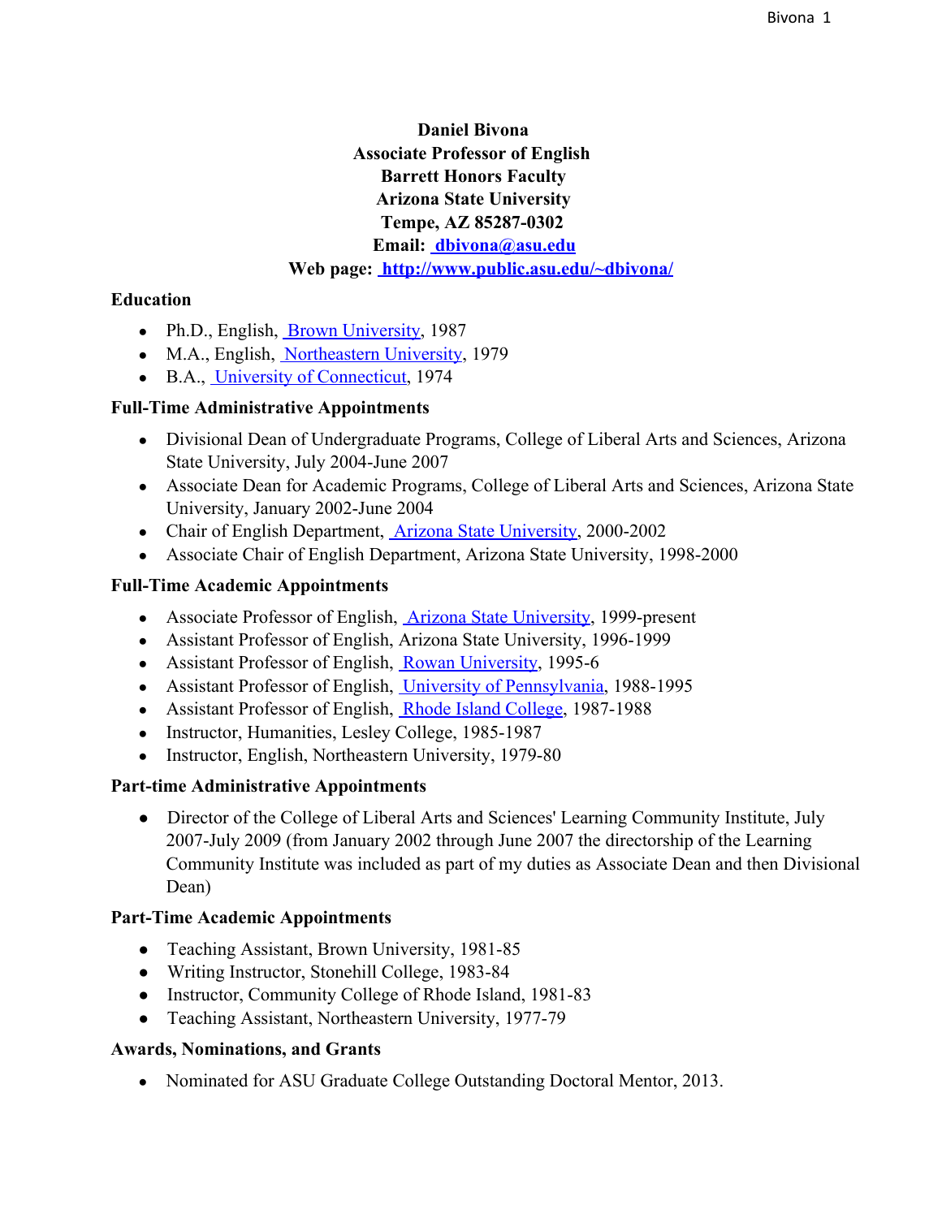**Daniel Bivona**
**Associate Professor of English**
**Barrett Honors Faculty**
**Arizona State University**
**Tempe, AZ 85287-0302**
**Email: dbivona@asu.edu**
**Web page: http://www.public.asu.edu/~dbivona/**

## Education

- Ph.D., English, Brown University, 1987
- M.A., English, Northeastern University, 1979
- B.A., University of Connecticut, 1974

## Full-Time Administrative Appointments

- Divisional Dean of Undergraduate Programs, College of Liberal Arts and Sciences, Arizona State University, July 2004-June 2007
- Associate Dean for Academic Programs, College of Liberal Arts and Sciences, Arizona State University, January 2002-June 2004
- Chair of English Department, Arizona State University, 2000-2002
- Associate Chair of English Department, Arizona State University, 1998-2000

## Full-Time Academic Appointments

- Associate Professor of English, Arizona State University, 1999-present
- Assistant Professor of English, Arizona State University, 1996-1999
- Assistant Professor of English, Rowan University, 1995-6
- Assistant Professor of English, University of Pennsylvania, 1988-1995
- Assistant Professor of English, Rhode Island College, 1987-1988
- Instructor, Humanities, Lesley College, 1985-1987
- Instructor, English, Northeastern University, 1979-80

## Part-time Administrative Appointments

- Director of the College of Liberal Arts and Sciences' Learning Community Institute, July 2007-July 2009 (from January 2002 through June 2007 the directorship of the Learning Community Institute was included as part of my duties as Associate Dean and then Divisional Dean)

## Part-Time Academic Appointments

- Teaching Assistant, Brown University, 1981-85
- Writing Instructor, Stonehill College, 1983-84
- Instructor, Community College of Rhode Island, 1981-83
- Teaching Assistant, Northeastern University, 1977-79

## Awards, Nominations, and Grants

- Nominated for ASU Graduate College Outstanding Doctoral Mentor, 2013.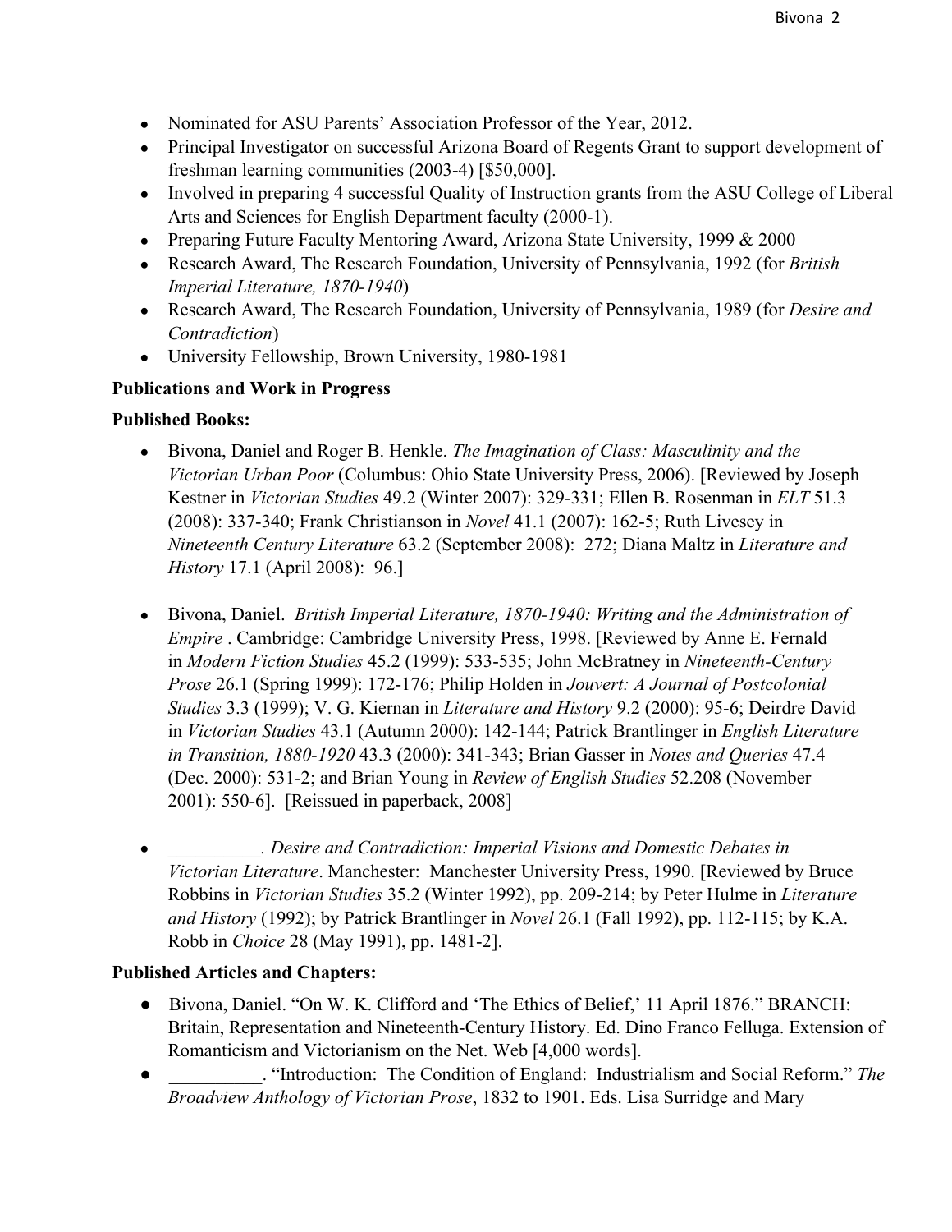- Nominated for ASU Parents' Association Professor of the Year, 2012.
- Principal Investigator on successful Arizona Board of Regents Grant to support development of freshman learning communities (2003-4) [$50,000].
- Involved in preparing 4 successful Quality of Instruction grants from the ASU College of Liberal Arts and Sciences for English Department faculty (2000-1).
- Preparing Future Faculty Mentoring Award, Arizona State University, 1999 & 2000
- Research Award, The Research Foundation, University of Pennsylvania, 1992 (for *British Imperial Literature, 1870-1940*)
- Research Award, The Research Foundation, University of Pennsylvania, 1989 (for *Desire and Contradiction*)
- University Fellowship, Brown University, 1980-1981

**Publications and Work in Progress**

**Published Books:**

- Bivona, Daniel and Roger B. Henkle. *The Imagination of Class: Masculinity and the Victorian Urban Poor* (Columbus: Ohio State University Press, 2006). [Reviewed by Joseph Kestner in *Victorian Studies* 49.2 (Winter 2007): 329-331; Ellen B. Rosenman in *ELT* 51.3 (2008): 337-340; Frank Christianson in *Novel* 41.1 (2007): 162-5; Ruth Livesey in *Nineteenth Century Literature* 63.2 (September 2008): 272; Diana Maltz in *Literature and History* 17.1 (April 2008): 96.]

- Bivona, Daniel. *British Imperial Literature, 1870-1940: Writing and the Administration of Empire* . Cambridge: Cambridge University Press, 1998. [Reviewed by Anne E. Fernald in *Modern Fiction Studies* 45.2 (1999): 533-535; John McBratney in *Nineteenth-Century Prose* 26.1 (Spring 1999): 172-176; Philip Holden in *Jouvert: A Journal of Postcolonial Studies* 3.3 (1999); V. G. Kiernan in *Literature and History* 9.2 (2000): 95-6; Deirdre David in *Victorian Studies* 43.1 (Autumn 2000): 142-144; Patrick Brantlinger in *English Literature in Transition, 1880-1920* 43.3 (2000): 341-343; Brian Gasser in *Notes and Queries* 47.4 (Dec. 2000): 531-2; and Brian Young in *Review of English Studies* 52.208 (November 2001): 550-6]. [Reissued in paperback, 2008]

- __________. *Desire and Contradiction: Imperial Visions and Domestic Debates in Victorian Literature*. Manchester: Manchester University Press, 1990. [Reviewed by Bruce Robbins in *Victorian Studies* 35.2 (Winter 1992), pp. 209-214; by Peter Hulme in *Literature and History* (1992); by Patrick Brantlinger in *Novel* 26.1 (Fall 1992), pp. 112-115; by K.A. Robb in *Choice* 28 (May 1991), pp. 1481-2].

**Published Articles and Chapters:**

- Bivona, Daniel. "On W. K. Clifford and 'The Ethics of Belief,' 11 April 1876." BRANCH: Britain, Representation and Nineteenth-Century History. Ed. Dino Franco Felluga. Extension of Romanticism and Victorianism on the Net. Web [4,000 words].
- __________. "Introduction: The Condition of England: Industrialism and Social Reform." *The Broadview Anthology of Victorian Prose*, 1832 to 1901. Eds. Lisa Surridge and Mary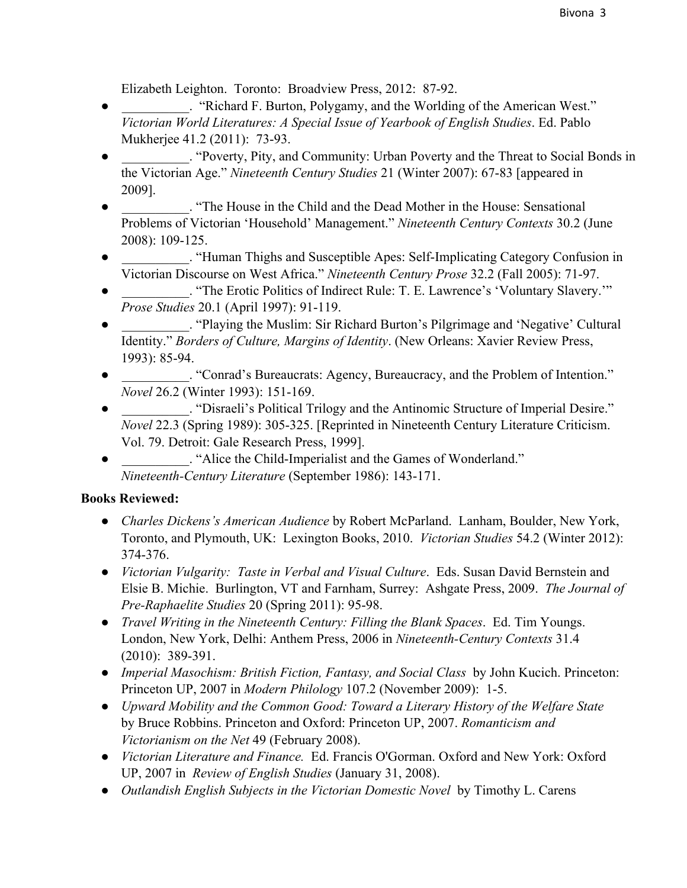Elizabeth Leighton. Toronto: Broadview Press, 2012: 87-92.

- __________. "Richard F. Burton, Polygamy, and the Worlding of the American West." *Victorian World Literatures: A Special Issue of Yearbook of English Studies*. Ed. Pablo Mukherjee 41.2 (2011): 73-93.
- __________. "Poverty, Pity, and Community: Urban Poverty and the Threat to Social Bonds in the Victorian Age." *Nineteenth Century Studies* 21 (Winter 2007): 67-83 [appeared in 2009].
- __________. "The House in the Child and the Dead Mother in the House: Sensational Problems of Victorian 'Household' Management." *Nineteenth Century Contexts* 30.2 (June 2008): 109-125.
- __________. "Human Thighs and Susceptible Apes: Self-Implicating Category Confusion in Victorian Discourse on West Africa." *Nineteenth Century Prose* 32.2 (Fall 2005): 71-97.
- __________. "The Erotic Politics of Indirect Rule: T. E. Lawrence's 'Voluntary Slavery.'" *Prose Studies* 20.1 (April 1997): 91-119.
- __________. "Playing the Muslim: Sir Richard Burton's Pilgrimage and 'Negative' Cultural Identity." *Borders of Culture, Margins of Identity*. (New Orleans: Xavier Review Press, 1993): 85-94.
- __________. "Conrad's Bureaucrats: Agency, Bureaucracy, and the Problem of Intention." *Novel* 26.2 (Winter 1993): 151-169.
- __________. "Disraeli's Political Trilogy and the Antinomic Structure of Imperial Desire." *Novel* 22.3 (Spring 1989): 305-325. [Reprinted in Nineteenth Century Literature Criticism. Vol. 79. Detroit: Gale Research Press, 1999].
- __________. "Alice the Child-Imperialist and the Games of Wonderland." *Nineteenth-Century Literature* (September 1986): 143-171.

**Books Reviewed:**

- *Charles Dickens's American Audience* by Robert McParland. Lanham, Boulder, New York, Toronto, and Plymouth, UK: Lexington Books, 2010. *Victorian Studies* 54.2 (Winter 2012): 374-376.
- *Victorian Vulgarity: Taste in Verbal and Visual Culture*. Eds. Susan David Bernstein and Elsie B. Michie. Burlington, VT and Farnham, Surrey: Ashgate Press, 2009. *The Journal of Pre-Raphaelite Studies* 20 (Spring 2011): 95-98.
- *Travel Writing in the Nineteenth Century: Filling the Blank Spaces*. Ed. Tim Youngs. London, New York, Delhi: Anthem Press, 2006 in *Nineteenth-Century Contexts* 31.4 (2010): 389-391.
- *Imperial Masochism: British Fiction, Fantasy, and Social Class* by John Kucich. Princeton: Princeton UP, 2007 in *Modern Philology* 107.2 (November 2009): 1-5.
- *Upward Mobility and the Common Good: Toward a Literary History of the Welfare State* by Bruce Robbins. Princeton and Oxford: Princeton UP, 2007. *Romanticism and Victorianism on the Net* 49 (February 2008).
- *Victorian Literature and Finance.* Ed. Francis O'Gorman. Oxford and New York: Oxford UP, 2007 in *Review of English Studies* (January 31, 2008).
- *Outlandish English Subjects in the Victorian Domestic Novel* by Timothy L. Carens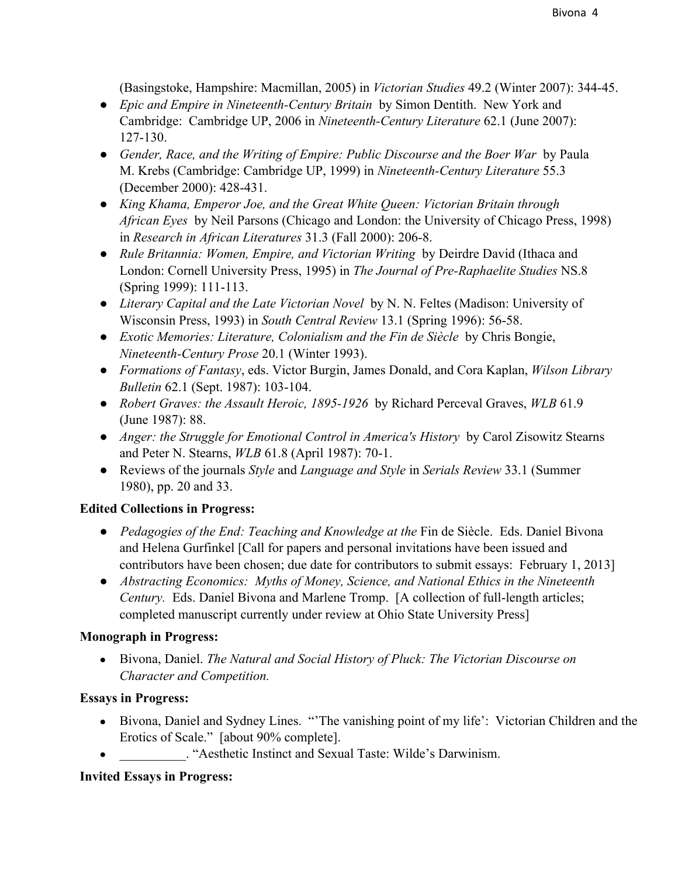(Basingstoke, Hampshire: Macmillan, 2005) in *Victorian Studies* 49.2 (Winter 2007): 344-45.

- *Epic and Empire in Nineteenth-Century Britain* by Simon Dentith. New York and Cambridge: Cambridge UP, 2006 in *Nineteenth-Century Literature* 62.1 (June 2007): 127-130.
- *Gender, Race, and the Writing of Empire: Public Discourse and the Boer War* by Paula M. Krebs (Cambridge: Cambridge UP, 1999) in *Nineteenth-Century Literature* 55.3 (December 2000): 428-431.
- *King Khama, Emperor Joe, and the Great White Queen: Victorian Britain through African Eyes* by Neil Parsons (Chicago and London: the University of Chicago Press, 1998) in *Research in African Literatures* 31.3 (Fall 2000): 206-8.
- *Rule Britannia: Women, Empire, and Victorian Writing* by Deirdre David (Ithaca and London: Cornell University Press, 1995) in *The Journal of Pre-Raphaelite Studies* NS.8 (Spring 1999): 111-113.
- *Literary Capital and the Late Victorian Novel* by N. N. Feltes (Madison: University of Wisconsin Press, 1993) in *South Central Review* 13.1 (Spring 1996): 56-58.
- *Exotic Memories: Literature, Colonialism and the Fin de Siècle* by Chris Bongie, *Nineteenth-Century Prose* 20.1 (Winter 1993).
- *Formations of Fantasy*, eds. Victor Burgin, James Donald, and Cora Kaplan, *Wilson Library Bulletin* 62.1 (Sept. 1987): 103-104.
- *Robert Graves: the Assault Heroic, 1895-1926* by Richard Perceval Graves, *WLB* 61.9 (June 1987): 88.
- *Anger: the Struggle for Emotional Control in America's History* by Carol Zisowitz Stearns and Peter N. Stearns, *WLB* 61.8 (April 1987): 70-1.
- Reviews of the journals *Style* and *Language and Style* in *Serials Review* 33.1 (Summer 1980), pp. 20 and 33.

**Edited Collections in Progress:**

- *Pedagogies of the End: Teaching and Knowledge at the* Fin de Siècle. Eds. Daniel Bivona and Helena Gurfinkel [Call for papers and personal invitations have been issued and contributors have been chosen; due date for contributors to submit essays: February 1, 2013]
- *Abstracting Economics: Myths of Money, Science, and National Ethics in the Nineteenth Century.* Eds. Daniel Bivona and Marlene Tromp. [A collection of full-length articles; completed manuscript currently under review at Ohio State University Press]

**Monograph in Progress:**

- Bivona, Daniel. *The Natural and Social History of Pluck: The Victorian Discourse on Character and Competition.*

**Essays in Progress:**

- Bivona, Daniel and Sydney Lines. "'The vanishing point of my life': Victorian Children and the Erotics of Scale." [about 90% complete].
- __________. "Aesthetic Instinct and Sexual Taste: Wilde's Darwinism.

**Invited Essays in Progress:**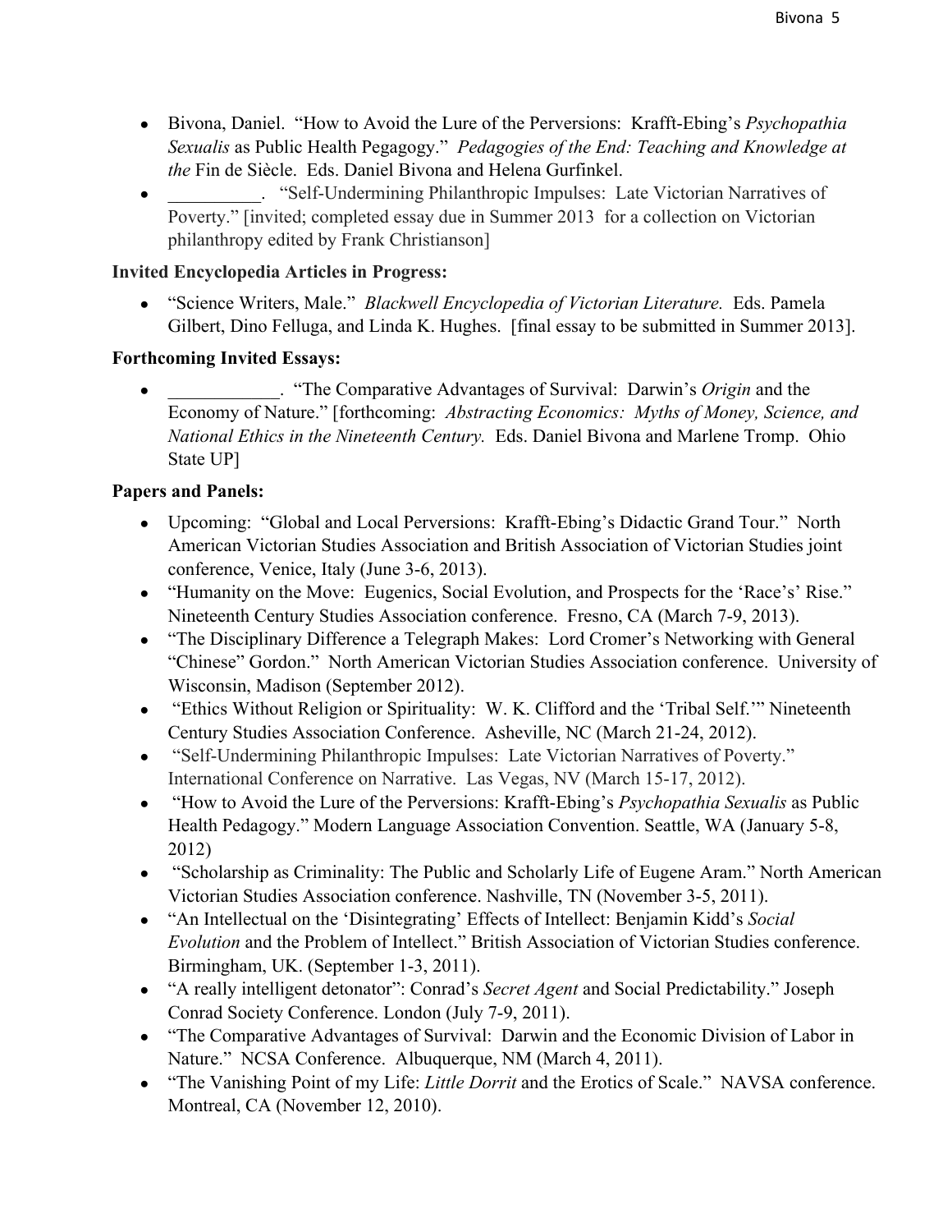- Bivona, Daniel. "How to Avoid the Lure of the Perversions: Krafft-Ebing's *Psychopathia Sexualis* as Public Health Pegagogy." *Pedagogies of the End: Teaching and Knowledge at the* Fin de Siècle. Eds. Daniel Bivona and Helena Gurfinkel.
- __________. "Self-Undermining Philanthropic Impulses: Late Victorian Narratives of Poverty." [invited; completed essay due in Summer 2013 for a collection on Victorian philanthropy edited by Frank Christianson]

**Invited Encyclopedia Articles in Progress:**

- "Science Writers, Male." *Blackwell Encyclopedia of Victorian Literature.* Eds. Pamela Gilbert, Dino Felluga, and Linda K. Hughes. [final essay to be submitted in Summer 2013].

**Forthcoming Invited Essays:**

- ____________. "The Comparative Advantages of Survival: Darwin's *Origin* and the Economy of Nature." [forthcoming: *Abstracting Economics: Myths of Money, Science, and National Ethics in the Nineteenth Century.* Eds. Daniel Bivona and Marlene Tromp. Ohio State UP]

**Papers and Panels:**

- Upcoming: "Global and Local Perversions: Krafft-Ebing's Didactic Grand Tour." North American Victorian Studies Association and British Association of Victorian Studies joint conference, Venice, Italy (June 3-6, 2013).
- "Humanity on the Move: Eugenics, Social Evolution, and Prospects for the 'Race's' Rise." Nineteenth Century Studies Association conference. Fresno, CA (March 7-9, 2013).
- "The Disciplinary Difference a Telegraph Makes: Lord Cromer's Networking with General "Chinese" Gordon." North American Victorian Studies Association conference. University of Wisconsin, Madison (September 2012).
- "Ethics Without Religion or Spirituality: W. K. Clifford and the 'Tribal Self.'" Nineteenth Century Studies Association Conference. Asheville, NC (March 21-24, 2012).
- "Self-Undermining Philanthropic Impulses: Late Victorian Narratives of Poverty." International Conference on Narrative. Las Vegas, NV (March 15-17, 2012).
- "How to Avoid the Lure of the Perversions: Krafft-Ebing's *Psychopathia Sexualis* as Public Health Pedagogy." Modern Language Association Convention. Seattle, WA (January 5-8, 2012)
- "Scholarship as Criminality: The Public and Scholarly Life of Eugene Aram." North American Victorian Studies Association conference. Nashville, TN (November 3-5, 2011).
- "An Intellectual on the 'Disintegrating' Effects of Intellect: Benjamin Kidd's *Social Evolution* and the Problem of Intellect." British Association of Victorian Studies conference. Birmingham, UK. (September 1-3, 2011).
- "A really intelligent detonator": Conrad's *Secret Agent* and Social Predictability." Joseph Conrad Society Conference. London (July 7-9, 2011).
- "The Comparative Advantages of Survival: Darwin and the Economic Division of Labor in Nature." NCSA Conference. Albuquerque, NM (March 4, 2011).
- "The Vanishing Point of my Life: *Little Dorrit* and the Erotics of Scale." NAVSA conference. Montreal, CA (November 12, 2010).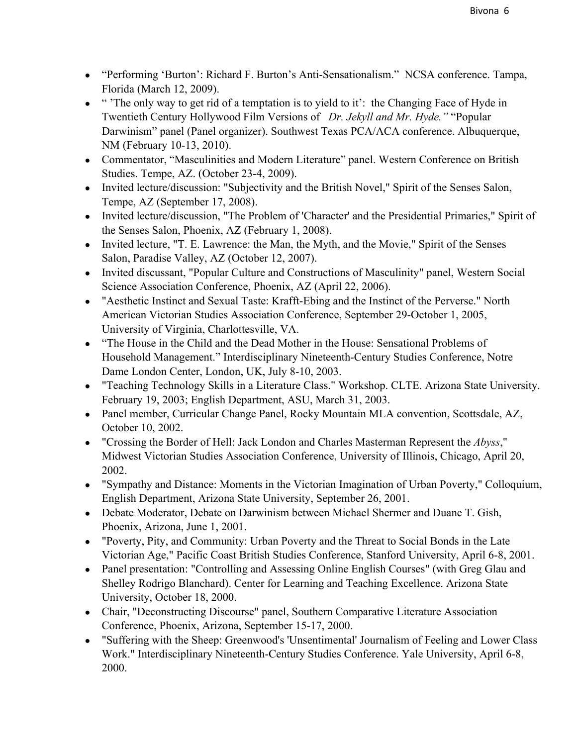- "Performing 'Burton': Richard F. Burton's Anti-Sensationalism." NCSA conference. Tampa, Florida (March 12, 2009).
- " 'The only way to get rid of a temptation is to yield to it': the Changing Face of Hyde in Twentieth Century Hollywood Film Versions of *Dr. Jekyll and Mr. Hyde."* "Popular Darwinism" panel (Panel organizer). Southwest Texas PCA/ACA conference. Albuquerque, NM (February 10-13, 2010).
- Commentator, "Masculinities and Modern Literature" panel. Western Conference on British Studies. Tempe, AZ. (October 23-4, 2009).
- Invited lecture/discussion: "Subjectivity and the British Novel," Spirit of the Senses Salon, Tempe, AZ (September 17, 2008).
- Invited lecture/discussion, "The Problem of 'Character' and the Presidential Primaries," Spirit of the Senses Salon, Phoenix, AZ (February 1, 2008).
- Invited lecture, "T. E. Lawrence: the Man, the Myth, and the Movie," Spirit of the Senses Salon, Paradise Valley, AZ (October 12, 2007).
- Invited discussant, "Popular Culture and Constructions of Masculinity" panel, Western Social Science Association Conference, Phoenix, AZ (April 22, 2006).
- "Aesthetic Instinct and Sexual Taste: Krafft-Ebing and the Instinct of the Perverse." North American Victorian Studies Association Conference, September 29-October 1, 2005, University of Virginia, Charlottesville, VA.
- "The House in the Child and the Dead Mother in the House: Sensational Problems of Household Management." Interdisciplinary Nineteenth-Century Studies Conference, Notre Dame London Center, London, UK, July 8-10, 2003.
- "Teaching Technology Skills in a Literature Class." Workshop. CLTE. Arizona State University. February 19, 2003; English Department, ASU, March 31, 2003.
- Panel member, Curricular Change Panel, Rocky Mountain MLA convention, Scottsdale, AZ, October 10, 2002.
- "Crossing the Border of Hell: Jack London and Charles Masterman Represent the *Abyss*," Midwest Victorian Studies Association Conference, University of Illinois, Chicago, April 20, 2002.
- "Sympathy and Distance: Moments in the Victorian Imagination of Urban Poverty," Colloquium, English Department, Arizona State University, September 26, 2001.
- Debate Moderator, Debate on Darwinism between Michael Shermer and Duane T. Gish, Phoenix, Arizona, June 1, 2001.
- "Poverty, Pity, and Community: Urban Poverty and the Threat to Social Bonds in the Late Victorian Age," Pacific Coast British Studies Conference, Stanford University, April 6-8, 2001.
- Panel presentation: "Controlling and Assessing Online English Courses" (with Greg Glau and Shelley Rodrigo Blanchard). Center for Learning and Teaching Excellence. Arizona State University, October 18, 2000.
- Chair, "Deconstructing Discourse" panel, Southern Comparative Literature Association Conference, Phoenix, Arizona, September 15-17, 2000.
- "Suffering with the Sheep: Greenwood's 'Unsentimental' Journalism of Feeling and Lower Class Work." Interdisciplinary Nineteenth-Century Studies Conference. Yale University, April 6-8, 2000.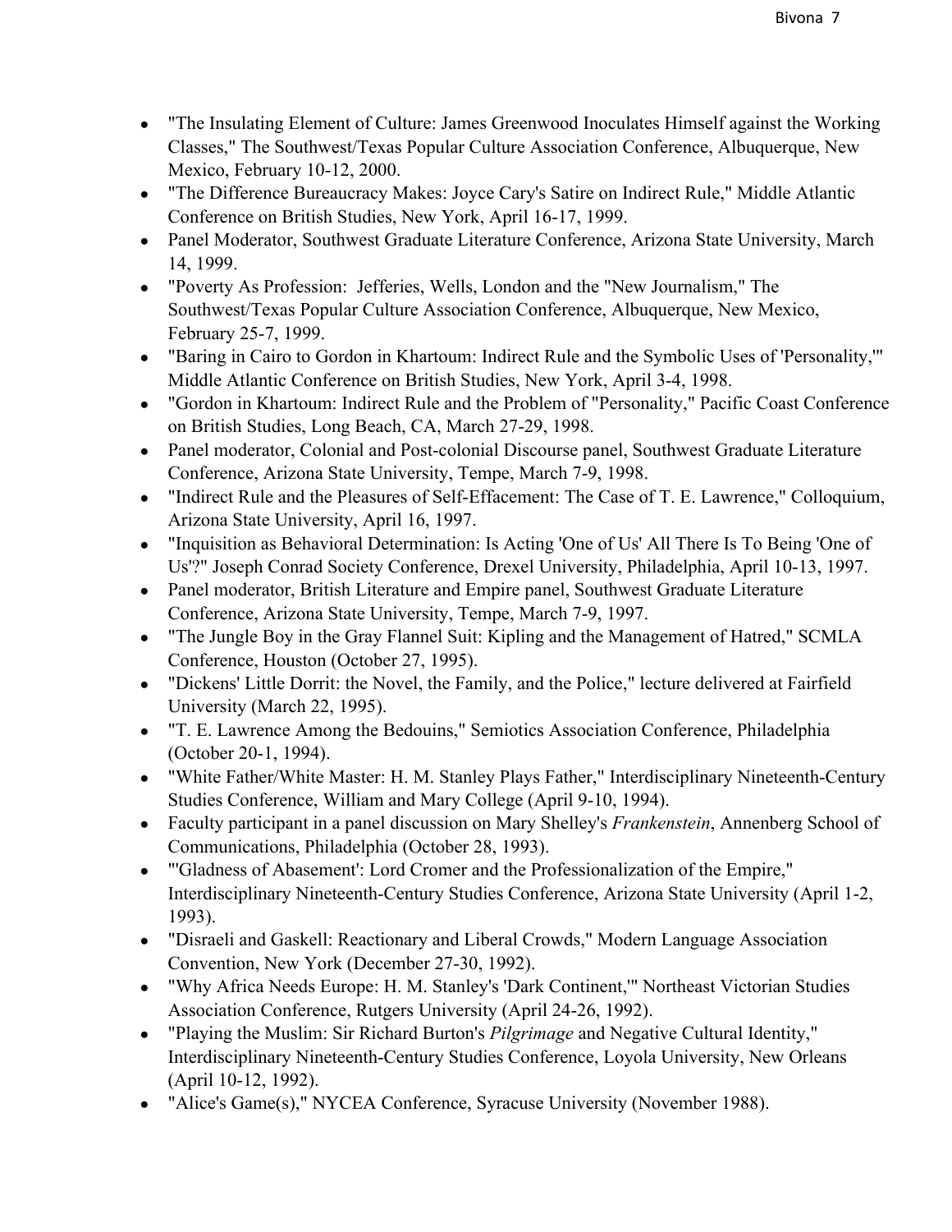- "The Insulating Element of Culture: James Greenwood Inoculates Himself against the Working Classes," The Southwest/Texas Popular Culture Association Conference, Albuquerque, New Mexico, February 10-12, 2000.
- "The Difference Bureaucracy Makes: Joyce Cary's Satire on Indirect Rule," Middle Atlantic Conference on British Studies, New York, April 16-17, 1999.
- Panel Moderator, Southwest Graduate Literature Conference, Arizona State University, March 14, 1999.
- "Poverty As Profession:  Jefferies, Wells, London and the "New Journalism," The Southwest/Texas Popular Culture Association Conference, Albuquerque, New Mexico, February 25-7, 1999.
- "Baring in Cairo to Gordon in Khartoum: Indirect Rule and the Symbolic Uses of 'Personality,'" Middle Atlantic Conference on British Studies, New York, April 3-4, 1998.
- "Gordon in Khartoum: Indirect Rule and the Problem of "Personality," Pacific Coast Conference on British Studies, Long Beach, CA, March 27-29, 1998.
- Panel moderator, Colonial and Post-colonial Discourse panel, Southwest Graduate Literature Conference, Arizona State University, Tempe, March 7-9, 1998.
- "Indirect Rule and the Pleasures of Self-Effacement: The Case of T. E. Lawrence," Colloquium, Arizona State University, April 16, 1997.
- "Inquisition as Behavioral Determination: Is Acting 'One of Us' All There Is To Being 'One of Us'?" Joseph Conrad Society Conference, Drexel University, Philadelphia, April 10-13, 1997.
- Panel moderator, British Literature and Empire panel, Southwest Graduate Literature Conference, Arizona State University, Tempe, March 7-9, 1997.
- "The Jungle Boy in the Gray Flannel Suit: Kipling and the Management of Hatred," SCMLA Conference, Houston (October 27, 1995).
- "Dickens' Little Dorrit: the Novel, the Family, and the Police," lecture delivered at Fairfield University (March 22, 1995).
- "T. E. Lawrence Among the Bedouins," Semiotics Association Conference, Philadelphia (October 20-1, 1994).
- "White Father/White Master: H. M. Stanley Plays Father," Interdisciplinary Nineteenth-Century Studies Conference, William and Mary College (April 9-10, 1994).
- Faculty participant in a panel discussion on Mary Shelley's *Frankenstein*, Annenberg School of Communications, Philadelphia (October 28, 1993).
- "'Gladness of Abasement': Lord Cromer and the Professionalization of the Empire," Interdisciplinary Nineteenth-Century Studies Conference, Arizona State University (April 1-2, 1993).
- "Disraeli and Gaskell: Reactionary and Liberal Crowds," Modern Language Association Convention, New York (December 27-30, 1992).
- "Why Africa Needs Europe: H. M. Stanley's 'Dark Continent,'" Northeast Victorian Studies Association Conference, Rutgers University (April 24-26, 1992).
- "Playing the Muslim: Sir Richard Burton's *Pilgrimage* and Negative Cultural Identity," Interdisciplinary Nineteenth-Century Studies Conference, Loyola University, New Orleans (April 10-12, 1992).
- "Alice's Game(s)," NYCEA Conference, Syracuse University (November 1988).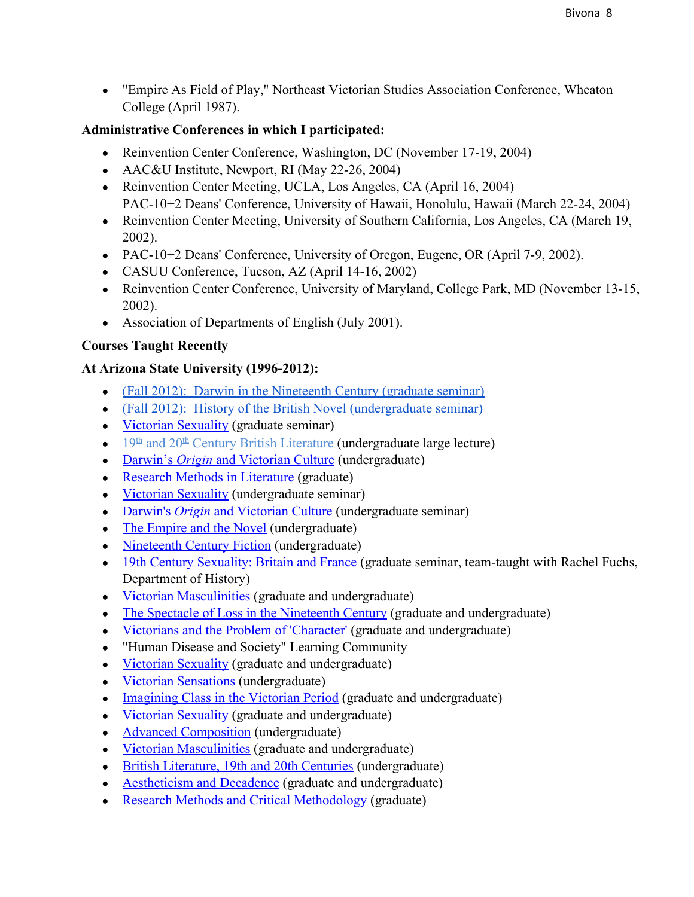- "Empire As Field of Play," Northeast Victorian Studies Association Conference, Wheaton College (April 1987).

**Administrative Conferences in which I participated:**

- Reinvention Center Conference, Washington, DC (November 17-19, 2004)
- AAC&U Institute, Newport, RI (May 22-26, 2004)
- Reinvention Center Meeting, UCLA, Los Angeles, CA (April 16, 2004)
  PAC-10+2 Deans' Conference, University of Hawaii, Honolulu, Hawaii (March 22-24, 2004)
- Reinvention Center Meeting, University of Southern California, Los Angeles, CA (March 19, 2002).
- PAC-10+2 Deans' Conference, University of Oregon, Eugene, OR (April 7-9, 2002).
- CASUU Conference, Tucson, AZ (April 14-16, 2002)
- Reinvention Center Conference, University of Maryland, College Park, MD (November 13-15, 2002).
- Association of Departments of English (July 2001).

**Courses Taught Recently**

**At Arizona State University (1996-2012):**

- (Fall 2012): Darwin in the Nineteenth Century (graduate seminar)
- (Fall 2012): History of the British Novel (undergraduate seminar)
- Victorian Sexuality (graduate seminar)
- 19th and 20th Century British Literature (undergraduate large lecture)
- Darwin's *Origin* and Victorian Culture (undergraduate)
- Research Methods in Literature (graduate)
- Victorian Sexuality (undergraduate seminar)
- Darwin's *Origin* and Victorian Culture (undergraduate seminar)
- The Empire and the Novel (undergraduate)
- Nineteenth Century Fiction (undergraduate)
- 19th Century Sexuality: Britain and France (graduate seminar, team-taught with Rachel Fuchs, Department of History)
- Victorian Masculinities (graduate and undergraduate)
- The Spectacle of Loss in the Nineteenth Century (graduate and undergraduate)
- Victorians and the Problem of 'Character' (graduate and undergraduate)
- "Human Disease and Society" Learning Community
- Victorian Sexuality (graduate and undergraduate)
- Victorian Sensations (undergraduate)
- Imagining Class in the Victorian Period (graduate and undergraduate)
- Victorian Sexuality (graduate and undergraduate)
- Advanced Composition (undergraduate)
- Victorian Masculinities (graduate and undergraduate)
- British Literature, 19th and 20th Centuries (undergraduate)
- Aestheticism and Decadence (graduate and undergraduate)
- Research Methods and Critical Methodology (graduate)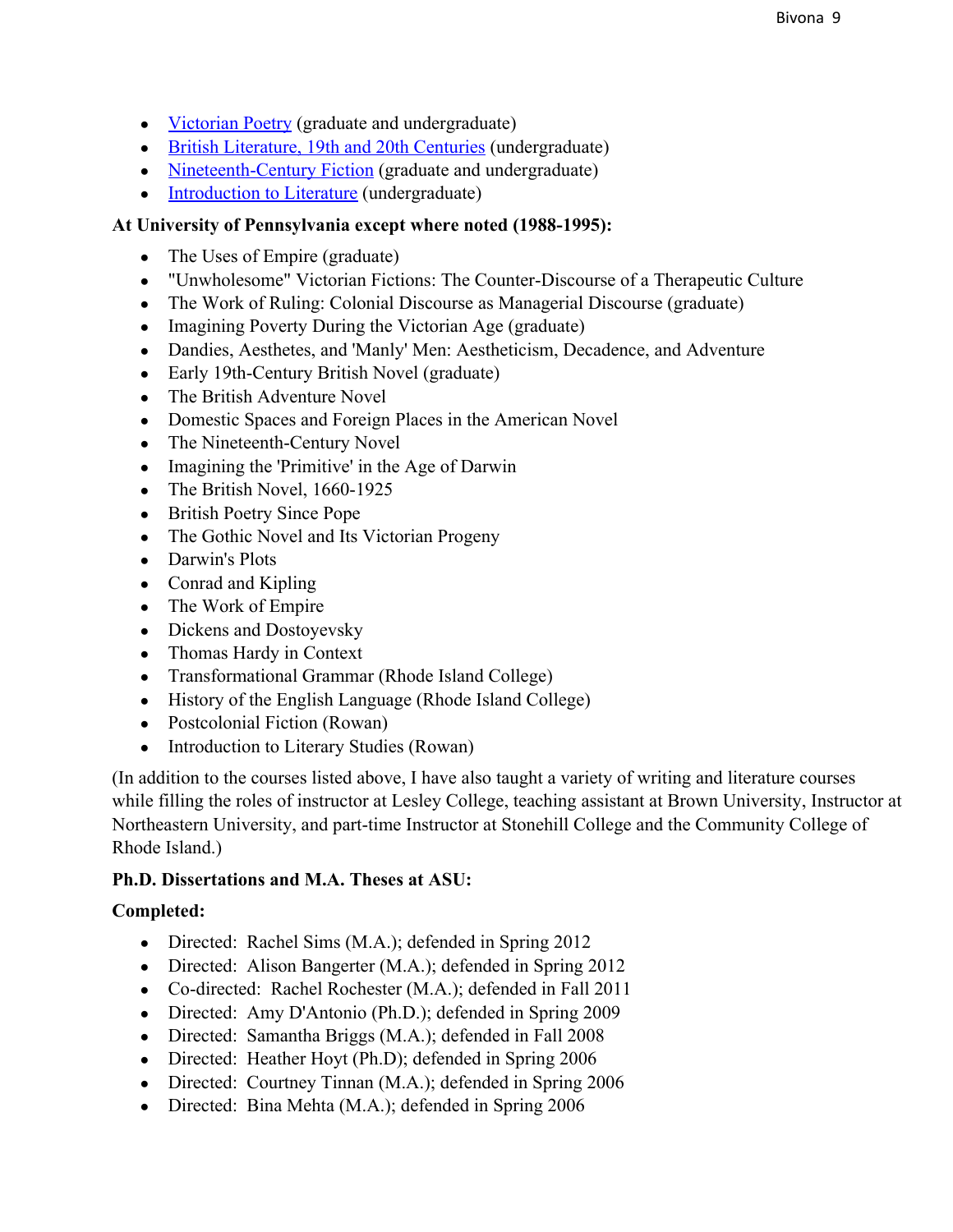- Victorian Poetry (graduate and undergraduate)
- British Literature, 19th and 20th Centuries (undergraduate)
- Nineteenth-Century Fiction (graduate and undergraduate)
- Introduction to Literature (undergraduate)

**At University of Pennsylvania except where noted (1988-1995):**

- The Uses of Empire (graduate)
- "Unwholesome" Victorian Fictions: The Counter-Discourse of a Therapeutic Culture
- The Work of Ruling: Colonial Discourse as Managerial Discourse (graduate)
- Imagining Poverty During the Victorian Age (graduate)
- Dandies, Aesthetes, and 'Manly' Men: Aestheticism, Decadence, and Adventure
- Early 19th-Century British Novel (graduate)
- The British Adventure Novel
- Domestic Spaces and Foreign Places in the American Novel
- The Nineteenth-Century Novel
- Imagining the 'Primitive' in the Age of Darwin
- The British Novel, 1660-1925
- British Poetry Since Pope
- The Gothic Novel and Its Victorian Progeny
- Darwin's Plots
- Conrad and Kipling
- The Work of Empire
- Dickens and Dostoyevsky
- Thomas Hardy in Context
- Transformational Grammar (Rhode Island College)
- History of the English Language (Rhode Island College)
- Postcolonial Fiction (Rowan)
- Introduction to Literary Studies (Rowan)

(In addition to the courses listed above, I have also taught a variety of writing and literature courses while filling the roles of instructor at Lesley College, teaching assistant at Brown University, Instructor at Northeastern University, and part-time Instructor at Stonehill College and the Community College of Rhode Island.)

**Ph.D. Dissertations and M.A. Theses at ASU:**

**Completed:**

- Directed: Rachel Sims (M.A.); defended in Spring 2012
- Directed: Alison Bangerter (M.A.); defended in Spring 2012
- Co-directed: Rachel Rochester (M.A.); defended in Fall 2011
- Directed: Amy D'Antonio (Ph.D.); defended in Spring 2009
- Directed: Samantha Briggs (M.A.); defended in Fall 2008
- Directed: Heather Hoyt (Ph.D); defended in Spring 2006
- Directed: Courtney Tinnan (M.A.); defended in Spring 2006
- Directed: Bina Mehta (M.A.); defended in Spring 2006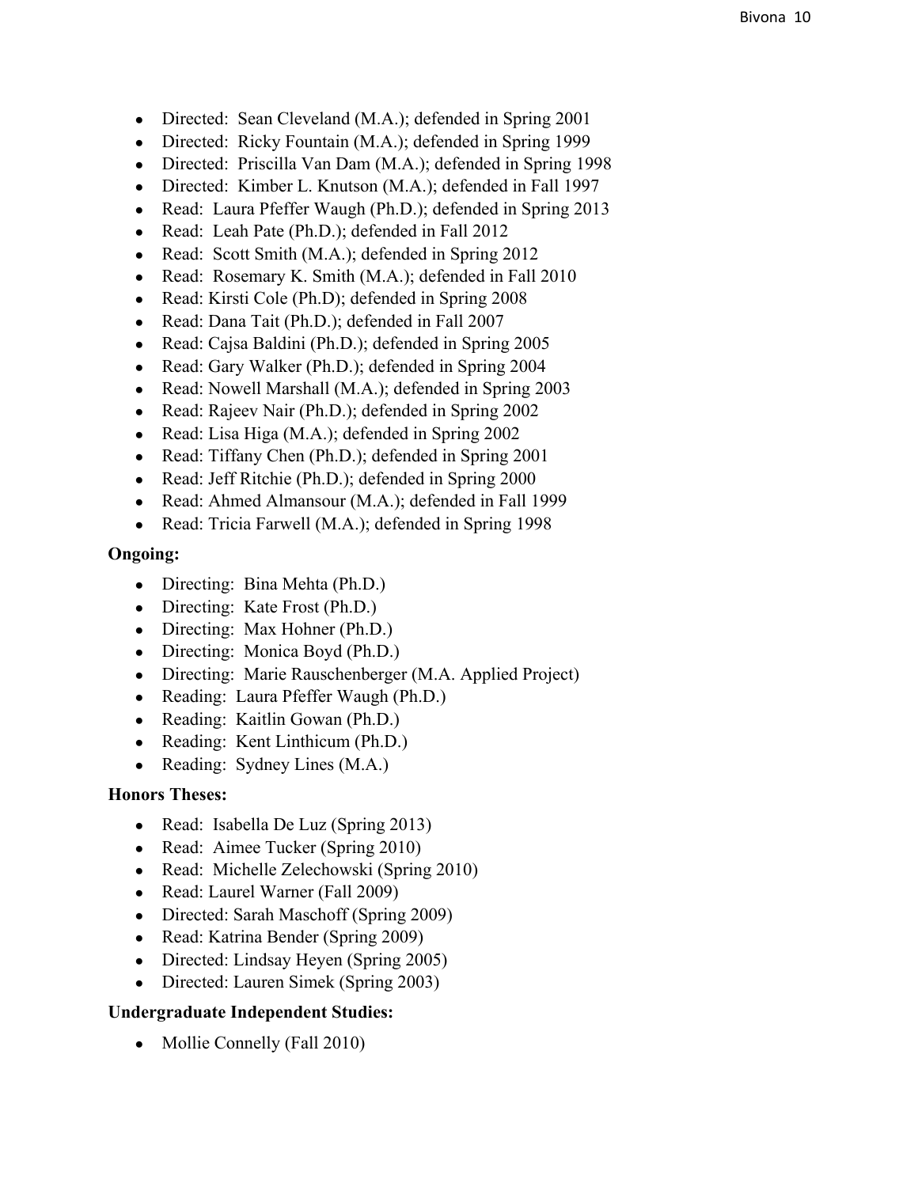- Directed:  Sean Cleveland (M.A.); defended in Spring 2001
- Directed:  Ricky Fountain (M.A.); defended in Spring 1999
- Directed:  Priscilla Van Dam (M.A.); defended in Spring 1998
- Directed:  Kimber L. Knutson (M.A.); defended in Fall 1997
- Read:  Laura Pfeffer Waugh (Ph.D.); defended in Spring 2013
- Read:  Leah Pate (Ph.D.); defended in Fall 2012
- Read:  Scott Smith (M.A.); defended in Spring 2012
- Read:  Rosemary K. Smith (M.A.); defended in Fall 2010
- Read: Kirsti Cole (Ph.D); defended in Spring 2008
- Read: Dana Tait (Ph.D.); defended in Fall 2007
- Read: Cajsa Baldini (Ph.D.); defended in Spring 2005
- Read: Gary Walker (Ph.D.); defended in Spring 2004
- Read: Nowell Marshall (M.A.); defended in Spring 2003
- Read: Rajeev Nair (Ph.D.); defended in Spring 2002
- Read: Lisa Higa (M.A.); defended in Spring 2002
- Read: Tiffany Chen (Ph.D.); defended in Spring 2001
- Read: Jeff Ritchie (Ph.D.); defended in Spring 2000
- Read: Ahmed Almansour (M.A.); defended in Fall 1999
- Read: Tricia Farwell (M.A.); defended in Spring 1998

**Ongoing:**

- Directing:  Bina Mehta (Ph.D.)
- Directing:  Kate Frost (Ph.D.)
- Directing:  Max Hohner (Ph.D.)
- Directing:  Monica Boyd (Ph.D.)
- Directing:  Marie Rauschenberger (M.A. Applied Project)
- Reading:  Laura Pfeffer Waugh (Ph.D.)
- Reading:  Kaitlin Gowan (Ph.D.)
- Reading:  Kent Linthicum (Ph.D.)
- Reading:  Sydney Lines (M.A.)

**Honors Theses:**

- Read:  Isabella De Luz (Spring 2013)
- Read:  Aimee Tucker (Spring 2010)
- Read:  Michelle Zelechowski (Spring 2010)
- Read: Laurel Warner (Fall 2009)
- Directed: Sarah Maschoff (Spring 2009)
- Read: Katrina Bender (Spring 2009)
- Directed: Lindsay Heyen (Spring 2005)
- Directed: Lauren Simek (Spring 2003)

**Undergraduate Independent Studies:**

- Mollie Connelly (Fall 2010)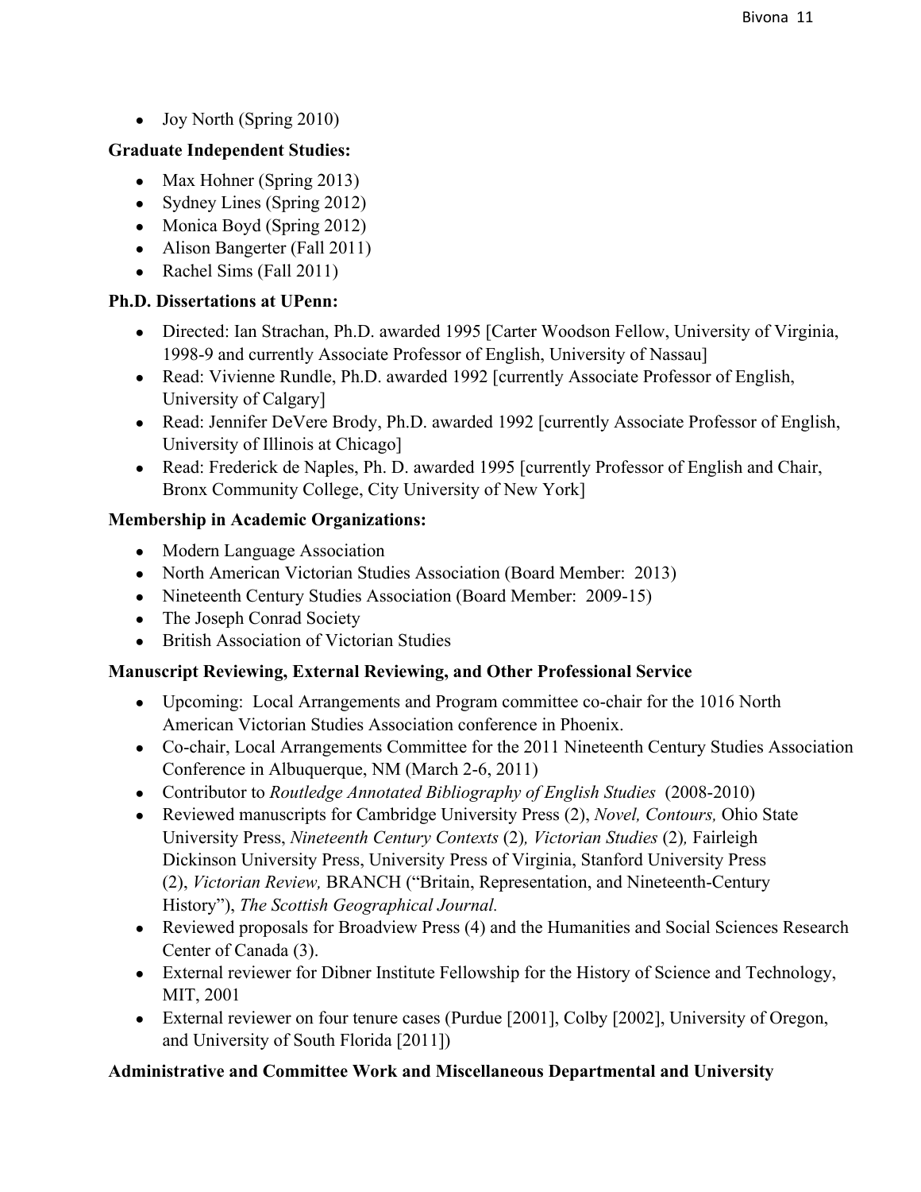- Joy North (Spring 2010)

**Graduate Independent Studies:**

- Max Hohner (Spring 2013)
- Sydney Lines (Spring 2012)
- Monica Boyd (Spring 2012)
- Alison Bangerter (Fall 2011)
- Rachel Sims (Fall 2011)

**Ph.D. Dissertations at UPenn:**

- Directed: Ian Strachan, Ph.D. awarded 1995 [Carter Woodson Fellow, University of Virginia, 1998-9 and currently Associate Professor of English, University of Nassau]
- Read: Vivienne Rundle, Ph.D. awarded 1992 [currently Associate Professor of English, University of Calgary]
- Read: Jennifer DeVere Brody, Ph.D. awarded 1992 [currently Associate Professor of English, University of Illinois at Chicago]
- Read: Frederick de Naples, Ph. D. awarded 1995 [currently Professor of English and Chair, Bronx Community College, City University of New York]

**Membership in Academic Organizations:**

- Modern Language Association
- North American Victorian Studies Association (Board Member: 2013)
- Nineteenth Century Studies Association (Board Member: 2009-15)
- The Joseph Conrad Society
- British Association of Victorian Studies

**Manuscript Reviewing, External Reviewing, and Other Professional Service**

- Upcoming: Local Arrangements and Program committee co-chair for the 1016 North American Victorian Studies Association conference in Phoenix.
- Co-chair, Local Arrangements Committee for the 2011 Nineteenth Century Studies Association Conference in Albuquerque, NM (March 2-6, 2011)
- Contributor to *Routledge Annotated Bibliography of English Studies* (2008-2010)
- Reviewed manuscripts for Cambridge University Press (2), *Novel, Contours,* Ohio State University Press, *Nineteenth Century Contexts* (2)*, Victorian Studies* (2)*,* Fairleigh Dickinson University Press, University Press of Virginia, Stanford University Press (2), *Victorian Review,* BRANCH ("Britain, Representation, and Nineteenth-Century History"), *The Scottish Geographical Journal.*
- Reviewed proposals for Broadview Press (4) and the Humanities and Social Sciences Research Center of Canada (3).
- External reviewer for Dibner Institute Fellowship for the History of Science and Technology, MIT, 2001
- External reviewer on four tenure cases (Purdue [2001], Colby [2002], University of Oregon, and University of South Florida [2011])

**Administrative and Committee Work and Miscellaneous Departmental and University**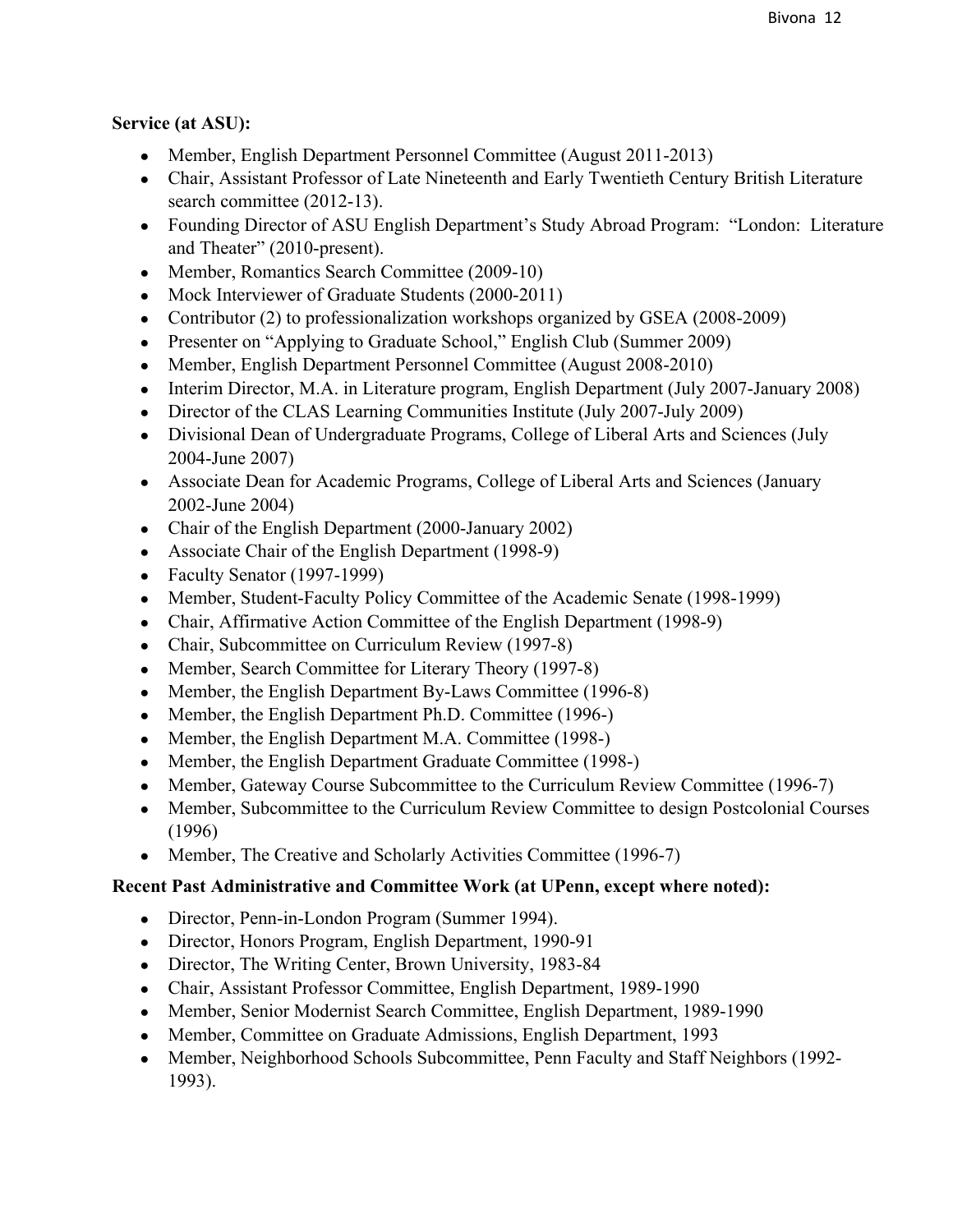**Service (at ASU):**

- Member, English Department Personnel Committee (August 2011-2013)
- Chair, Assistant Professor of Late Nineteenth and Early Twentieth Century British Literature search committee (2012-13).
- Founding Director of ASU English Department's Study Abroad Program: "London: Literature and Theater" (2010-present).
- Member, Romantics Search Committee (2009-10)
- Mock Interviewer of Graduate Students (2000-2011)
- Contributor (2) to professionalization workshops organized by GSEA (2008-2009)
- Presenter on "Applying to Graduate School," English Club (Summer 2009)
- Member, English Department Personnel Committee (August 2008-2010)
- Interim Director, M.A. in Literature program, English Department (July 2007-January 2008)
- Director of the CLAS Learning Communities Institute (July 2007-July 2009)
- Divisional Dean of Undergraduate Programs, College of Liberal Arts and Sciences (July 2004-June 2007)
- Associate Dean for Academic Programs, College of Liberal Arts and Sciences (January 2002-June 2004)
- Chair of the English Department (2000-January 2002)
- Associate Chair of the English Department (1998-9)
- Faculty Senator (1997-1999)
- Member, Student-Faculty Policy Committee of the Academic Senate (1998-1999)
- Chair, Affirmative Action Committee of the English Department (1998-9)
- Chair, Subcommittee on Curriculum Review (1997-8)
- Member, Search Committee for Literary Theory (1997-8)
- Member, the English Department By-Laws Committee (1996-8)
- Member, the English Department Ph.D. Committee (1996-)
- Member, the English Department M.A. Committee (1998-)
- Member, the English Department Graduate Committee (1998-)
- Member, Gateway Course Subcommittee to the Curriculum Review Committee (1996-7)
- Member, Subcommittee to the Curriculum Review Committee to design Postcolonial Courses (1996)
- Member, The Creative and Scholarly Activities Committee (1996-7)

**Recent Past Administrative and Committee Work (at UPenn, except where noted):**

- Director, Penn-in-London Program (Summer 1994).
- Director, Honors Program, English Department, 1990-91
- Director, The Writing Center, Brown University, 1983-84
- Chair, Assistant Professor Committee, English Department, 1989-1990
- Member, Senior Modernist Search Committee, English Department, 1989-1990
- Member, Committee on Graduate Admissions, English Department, 1993
- Member, Neighborhood Schools Subcommittee, Penn Faculty and Staff Neighbors (1992-1993).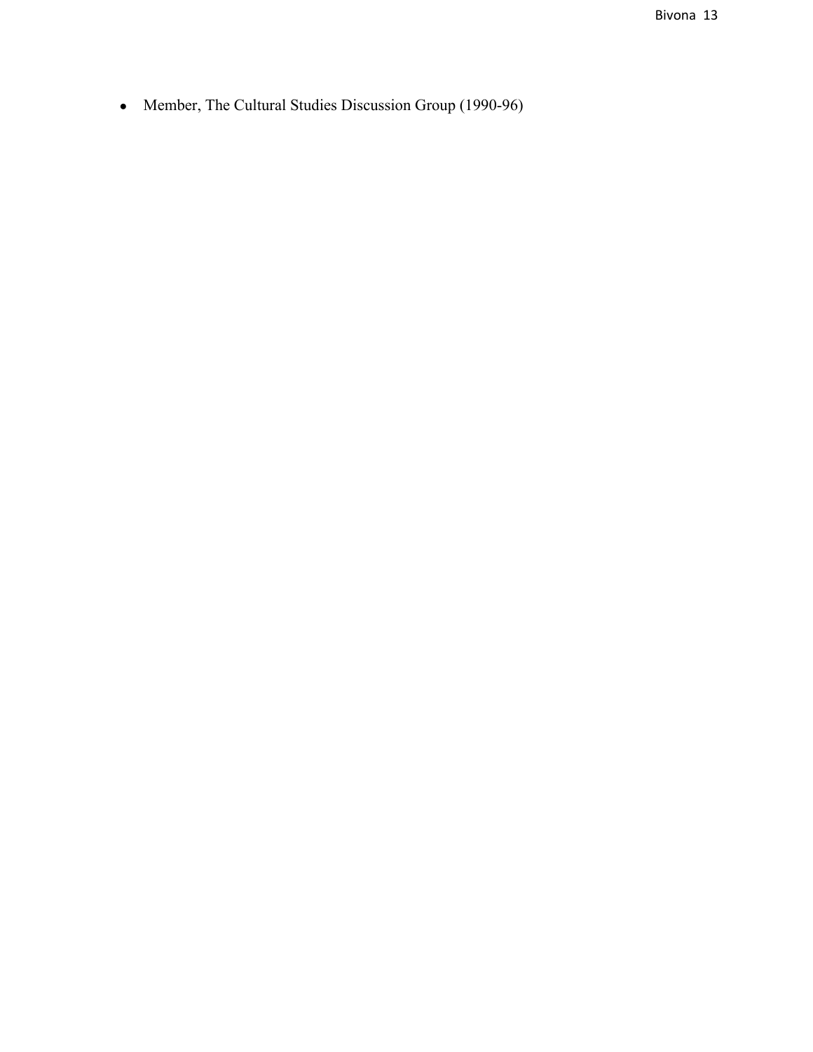- Member, The Cultural Studies Discussion Group (1990-96)